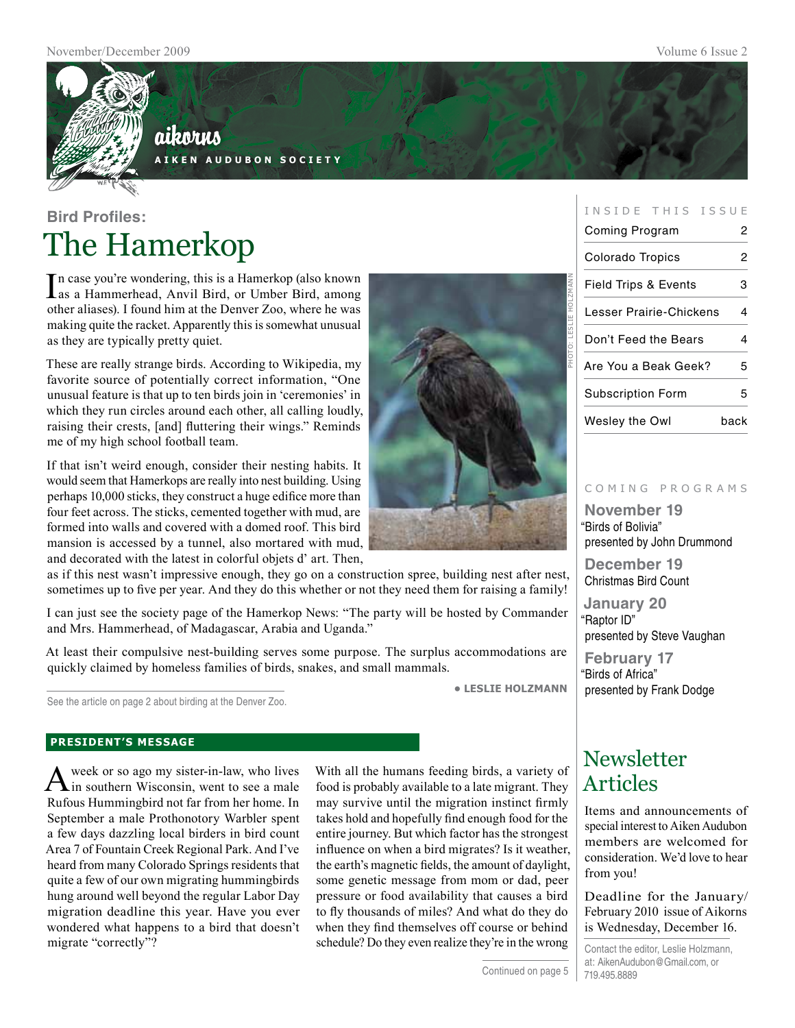# aikorns

AIKEN AUDUBON SOCIETY

### Bird Profiles:

# The Hamerkop

In case you're wondering, this is a Hamerkop (also known as a Hammerhead, Anvil Bird, or Umber Bird, among other aliases). I found him at the Denver Zoo, where he was making quite the racket. Apparently this is somewhat unusual as they are typically pretty quiet.

These are really strange birds. According to Wikipedia, my favorite source of potentially correct information, "One unusual feature is that up to ten birds join in 'ceremonies' in which they run circles around each other, all calling loudly, raising their crests, [and] fluttering their wings." Reminds me of my high school football team.

If that isn't weird enough, consider their nesting habits. It would seem that Hamerkops are really into nest building. Using perhaps 10,000 sticks, they construct a huge edifice more than four feet across. The sticks, cemented together with mud, are formed into walls and covered with a domed roof. This bird mansion is accessed by a tunnel, also mortared with mud, and decorated with the latest in colorful objets d' art. Then, as if this nest wasn't impressive enough, they go on a construction spree, building nest after nest, sometimes up to five per year. And they do this whether or not they need them for raising a family!

PHOTO: LESLIE HOLZMANN

I can just see the society page of the Hamerkop News: "The party will be hosted by Commander and Mrs. Hammerhead, of Madagascar, Arabia and Uganda."

At least their compulsive nest-building serves some purpose. The surplus accommodations are quickly claimed by homeless families of birds, snakes, and small mammals.

• LESLIE HOLZMANN

See the article on page 2 about birding at the Denver Zoo.

## PRESIDENT'S MESSAGE

A week or so ago my sister-in-law, who lives in southern Wisconsin, went to see a male Rufous Hummingbird not far from her home. In September a male Prothonotory Warbler spent a few days dazzling local birders in bird count Area 7 of Fountain Creek Regional Park. And I've heard from many Colorado Springs residents that quite a few of our own migrating hummingbirds hung around well beyond the regular Labor Day migration deadline this year. Have you ever wondered what happens to a bird that doesn't migrate "correctly"?

With all the humans feeding birds, a variety of food is probably available to a late migrant. They may survive until the migration instinct firmly takes hold and hopefully find enough food for the entire journey. But which factor has the strongest influence on when a bird migrates? Is it weather, the earth's magnetic fields, the amount of daylight, some genetic message from mom or dad, peer pressure or food availability that causes a bird to fly thousands of miles? And what do they do when they find themselves off course or behind schedule? Do they even realize they're in the wrong

Continued on page 5

## INSIDE THIS ISSUE

| | |
|---|---|
| Coming Program | 2 |
| Colorado Tropics | 2 |
| Field Trips & Events | 3 |
| Lesser Prairie-Chickens | 4 |
| Don't Feed the Bears | 4 |
| Are You a Beak Geek? | 5 |
| Subscription Form | 5 |
| Wesley the Owl | back |

## COMING PROGRAMS

**November 19**
"Birds of Bolivia"
presented by John Drummond

**December 19**
Christmas Bird Count

**January 20**
"Raptor ID"
presented by Steve Vaughan

**February 17**
"Birds of Africa"
presented by Frank Dodge

## Newsletter Articles

Items and announcements of special interest to Aiken Audubon members are welcomed for consideration. We'd love to hear from you!

Deadline for the January/February 2010 issue of Aikorns is Wednesday, December 16.

Contact the editor, Leslie Holzmann, at: AikenAudubon@Gmail.com, or 719.495.8889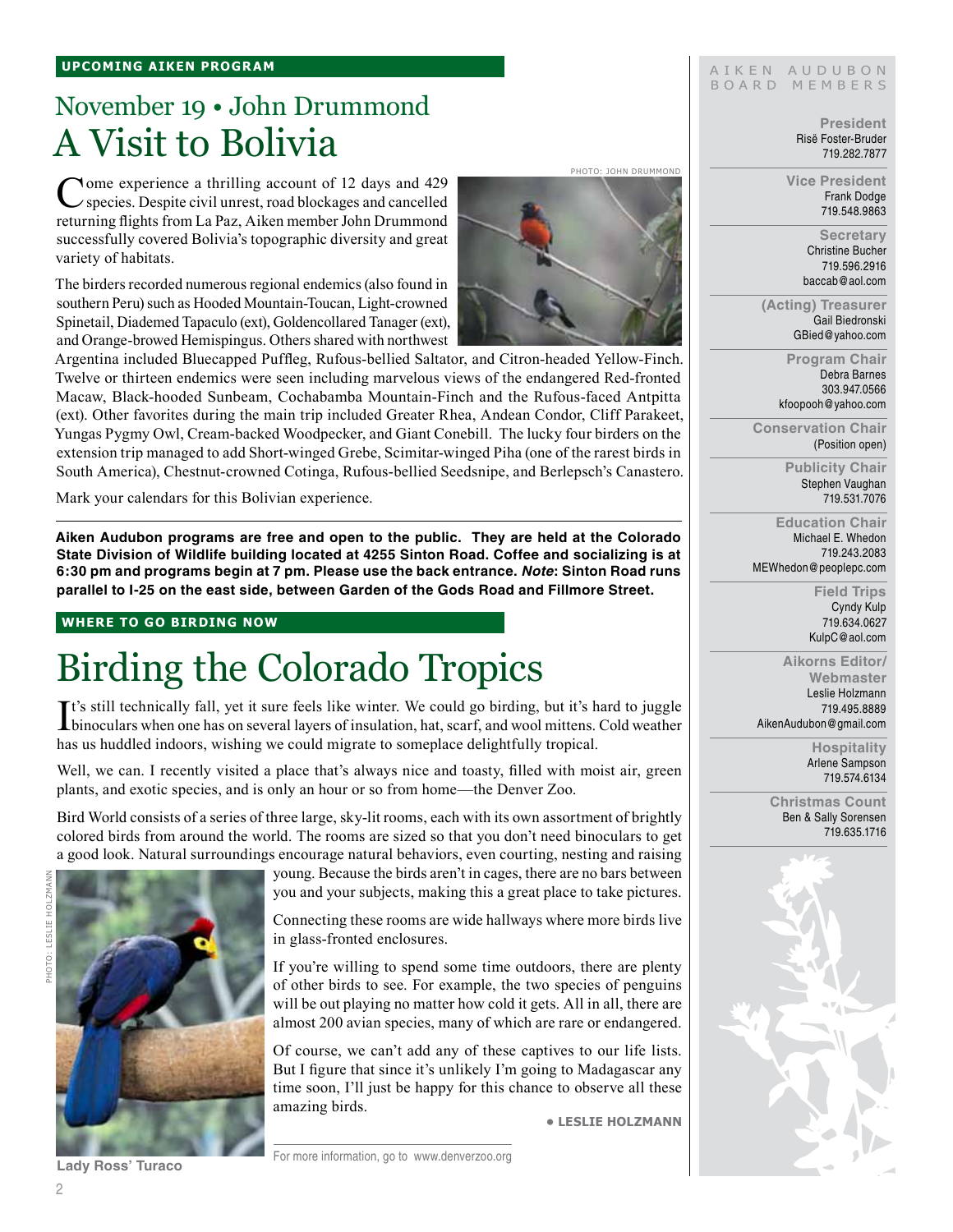**UPCOMING AIKEN PROGRAM**

## November 19 • John Drummond

# A Visit to Bolivia

PHOTO: JOHN DRUMMOND

Come experience a thrilling account of 12 days and 429 species. Despite civil unrest, road blockages and cancelled returning flights from La Paz, Aiken member John Drummond successfully covered Bolivia's topographic diversity and great variety of habitats.

The birders recorded numerous regional endemics (also found in southern Peru) such as Hooded Mountain-Toucan, Light-crowned Spinetail, Diademed Tapaculo (ext), Goldencollared Tanager (ext), and Orange-browed Hemispingus. Others shared with northwest Argentina included Bluecapped Puffleg, Rufous-bellied Saltator, and Citron-headed Yellow-Finch. Twelve or thirteen endemics were seen including marvelous views of the endangered Red-fronted Macaw, Black-hooded Sunbeam, Cochabamba Mountain-Finch and the Rufous-faced Antpitta (ext). Other favorites during the main trip included Greater Rhea, Andean Condor, Cliff Parakeet, Yungas Pygmy Owl, Cream-backed Woodpecker, and Giant Conebill. The lucky four birders on the extension trip managed to add Short-winged Grebe, Scimitar-winged Piha (one of the rarest birds in South America), Chestnut-crowned Cotinga, Rufous-bellied Seedsnipe, and Berlepsch's Canastero.

Mark your calendars for this Bolivian experience.

**Aiken Audubon programs are free and open to the public. They are held at the Colorado State Division of Wildlife building located at 4255 Sinton Road. Coffee and socializing is at 6:30 pm and programs begin at 7 pm. Please use the back entrance. *Note*: Sinton Road runs parallel to I-25 on the east side, between Garden of the Gods Road and Fillmore Street.**

**WHERE TO GO BIRDING NOW**

# Birding the Colorado Tropics

It's still technically fall, yet it sure feels like winter. We could go birding, but it's hard to juggle binoculars when one has on several layers of insulation, hat, scarf, and wool mittens. Cold weather has us huddled indoors, wishing we could migrate to someplace delightfully tropical.

Well, we can. I recently visited a place that's always nice and toasty, filled with moist air, green plants, and exotic species, and is only an hour or so from home—the Denver Zoo.

Bird World consists of a series of three large, sky-lit rooms, each with its own assortment of brightly colored birds from around the world. The rooms are sized so that you don't need binoculars to get a good look. Natural surroundings encourage natural behaviors, even courting, nesting and raising young. Because the birds aren't in cages, there are no bars between you and your subjects, making this a great place to take pictures.

Connecting these rooms are wide hallways where more birds live in glass-fronted enclosures.

If you're willing to spend some time outdoors, there are plenty of other birds to see. For example, the two species of penguins will be out playing no matter how cold it gets. All in all, there are almost 200 avian species, many of which are rare or endangered.

Of course, we can't add any of these captives to our life lists. But I figure that since it's unlikely I'm going to Madagascar any time soon, I'll just be happy for this chance to observe all these amazing birds.

**• LESLIE HOLZMANN**

For more information, go to www.denverzoo.org

PHOTO: LESLIE HOLZMANN

**Lady Ross' Turaco**

---

AIKEN AUDUBON BOARD MEMBERS

**President**
Risë Foster-Bruder
719.282.7877

**Vice President**
Frank Dodge
719.548.9863

**Secretary**
Christine Bucher
719.596.2916
baccab@aol.com

**(Acting) Treasurer**
Gail Biedronski
GBied@yahoo.com

**Program Chair**
Debra Barnes
303.947.0566
kfoopooh@yahoo.com

**Conservation Chair**
(Position open)

**Publicity Chair**
Stephen Vaughan
719.531.7076

**Education Chair**
Michael E. Whedon
719.243.2083
MEWhedon@peoplepc.com

**Field Trips**
Cyndy Kulp
719.634.0627
KulpC@aol.com

**Aikorns Editor/ Webmaster**
Leslie Holzmann
719.495.8889
AikenAudubon@gmail.com

**Hospitality**
Arlene Sampson
719.574.6134

**Christmas Count**
Ben & Sally Sorensen
719.635.1716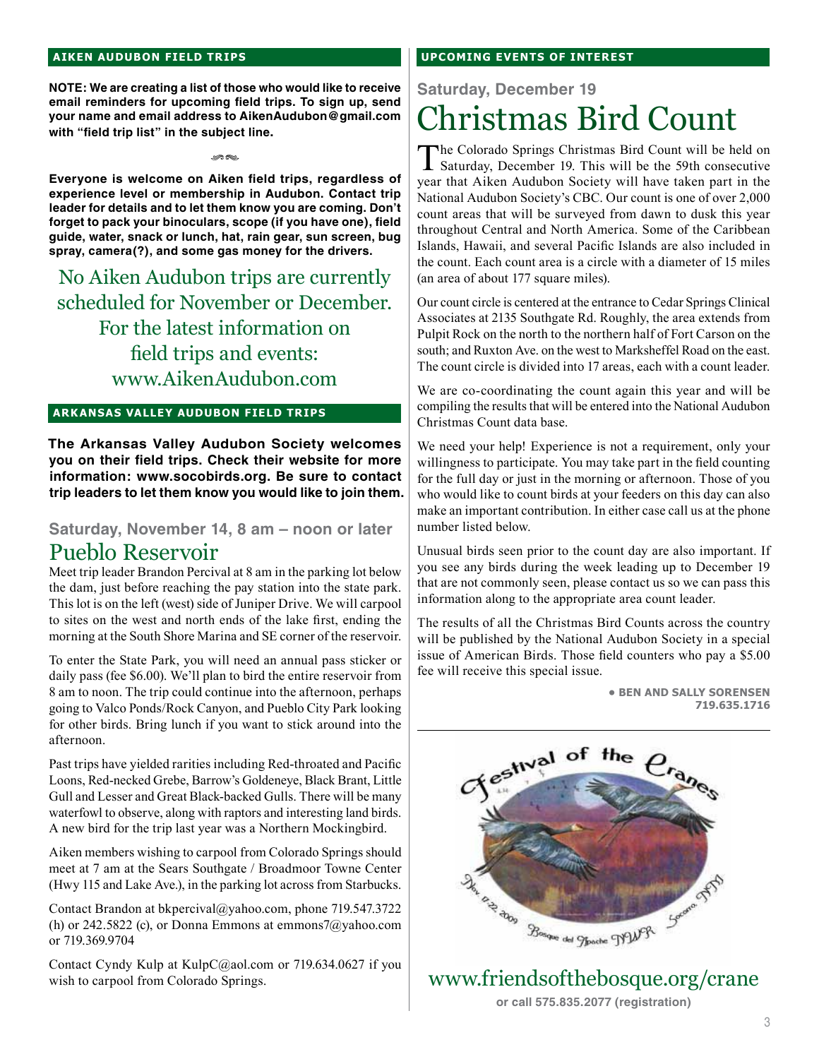## AIKEN AUDUBON FIELD TRIPS

**NOTE: We are creating a list of those who would like to receive email reminders for upcoming field trips. To sign up, send your name and email address to AikenAudubon@gmail.com with "field trip list" in the subject line.**

**Everyone is welcome on Aiken field trips, regardless of experience level or membership in Audubon. Contact trip leader for details and to let them know you are coming. Don't forget to pack your binoculars, scope (if you have one), field guide, water, snack or lunch, hat, rain gear, sun screen, bug spray, camera(?), and some gas money for the drivers.**

No Aiken Audubon trips are currently scheduled for November or December. For the latest information on field trips and events: www.AikenAudubon.com

## ARKANSAS VALLEY AUDUBON FIELD TRIPS

**The Arkansas Valley Audubon Society welcomes you on their field trips. Check their website for more information: www.socobirds.org. Be sure to contact trip leaders to let them know you would like to join them.**

### Saturday, November 14, 8 am – noon or later

### Pueblo Reservoir

Meet trip leader Brandon Percival at 8 am in the parking lot below the dam, just before reaching the pay station into the state park. This lot is on the left (west) side of Juniper Drive. We will carpool to sites on the west and north ends of the lake first, ending the morning at the South Shore Marina and SE corner of the reservoir.

To enter the State Park, you will need an annual pass sticker or daily pass (fee $6.00). We'll plan to bird the entire reservoir from 8 am to noon. The trip could continue into the afternoon, perhaps going to Valco Ponds/Rock Canyon, and Pueblo City Park looking for other birds. Bring lunch if you want to stick around into the afternoon.

Past trips have yielded rarities including Red-throated and Pacific Loons, Red-necked Grebe, Barrow's Goldeneye, Black Brant, Little Gull and Lesser and Great Black-backed Gulls. There will be many waterfowl to observe, along with raptors and interesting land birds. A new bird for the trip last year was a Northern Mockingbird.

Aiken members wishing to carpool from Colorado Springs should meet at 7 am at the Sears Southgate / Broadmoor Towne Center (Hwy 115 and Lake Ave.), in the parking lot across from Starbucks.

Contact Brandon at bkpercival@yahoo.com, phone 719.547.3722 (h) or 242.5822 (c), or Donna Emmons at emmons7@yahoo.com or 719.369.9704

Contact Cyndy Kulp at KulpC@aol.com or 719.634.0627 if you wish to carpool from Colorado Springs.

## UPCOMING EVENTS OF INTEREST

### Saturday, December 19

# Christmas Bird Count

The Colorado Springs Christmas Bird Count will be held on Saturday, December 19. This will be the 59th consecutive year that Aiken Audubon Society will have taken part in the National Audubon Society's CBC. Our count is one of over 2,000 count areas that will be surveyed from dawn to dusk this year throughout Central and North America. Some of the Caribbean Islands, Hawaii, and several Pacific Islands are also included in the count. Each count area is a circle with a diameter of 15 miles (an area of about 177 square miles).

Our count circle is centered at the entrance to Cedar Springs Clinical Associates at 2135 Southgate Rd. Roughly, the area extends from Pulpit Rock on the north to the northern half of Fort Carson on the south; and Ruxton Ave. on the west to Marksheffel Road on the east. The count circle is divided into 17 areas, each with a count leader.

We are co-coordinating the count again this year and will be compiling the results that will be entered into the National Audubon Christmas Count data base.

We need your help! Experience is not a requirement, only your willingness to participate. You may take part in the field counting for the full day or just in the morning or afternoon. Those of you who would like to count birds at your feeders on this day can also make an important contribution. In either case call us at the phone number listed below.

Unusual birds seen prior to the count day are also important. If you see any birds during the week leading up to December 19 that are not commonly seen, please contact us so we can pass this information along to the appropriate area count leader.

The results of all the Christmas Bird Counts across the country will be published by the National Audubon Society in a special issue of American Birds. Those field counters who pay a $5.00 fee will receive this special issue.

**• BEN AND SALLY SORENSEN**
**719.635.1716**

Festival of the Cranes — Nov 17-22, 2009 — Bosque del Apache NWR — Socorro, NM

www.friendsofthebosque.org/crane

**or call 575.835.2077 (registration)**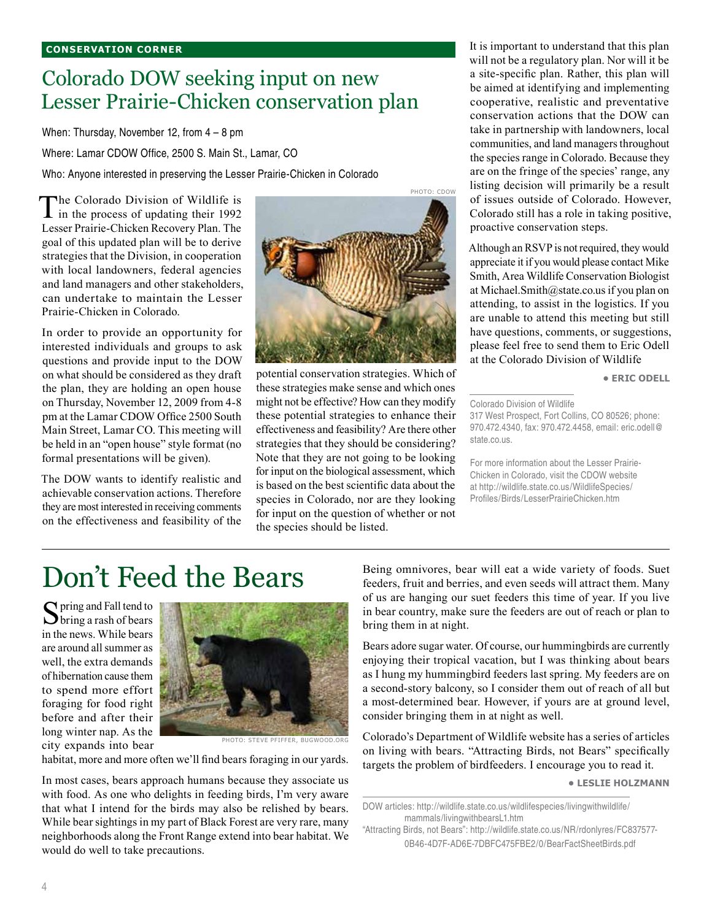**CONSERVATION CORNER**

# Colorado DOW seeking input on new Lesser Prairie-Chicken conservation plan

When: Thursday, November 12, from 4 – 8 pm

Where: Lamar CDOW Office, 2500 S. Main St., Lamar, CO

Who: Anyone interested in preserving the Lesser Prairie-Chicken in Colorado

The Colorado Division of Wildlife is in the process of updating their 1992 Lesser Prairie-Chicken Recovery Plan. The goal of this updated plan will be to derive strategies that the Division, in cooperation with local landowners, federal agencies and land managers and other stakeholders, can undertake to maintain the Lesser Prairie-Chicken in Colorado.

In order to provide an opportunity for interested individuals and groups to ask questions and provide input to the DOW on what should be considered as they draft the plan, they are holding an open house on Thursday, November 12, 2009 from 4-8 pm at the Lamar CDOW Office 2500 South Main Street, Lamar CO. This meeting will be held in an "open house" style format (no formal presentations will be given).

The DOW wants to identify realistic and achievable conservation actions. Therefore they are most interested in receiving comments on the effectiveness and feasibility of the potential conservation strategies. Which of these strategies make sense and which ones might not be effective? How can they modify these potential strategies to enhance their effectiveness and feasibility? Are there other strategies that they should be considering? Note that they are not going to be looking for input on the biological assessment, which is based on the best scientific data about the species in Colorado, nor are they looking for input on the question of whether or not the species should be listed.

PHOTO: CDOW

It is important to understand that this plan will not be a regulatory plan. Nor will it be a site-specific plan. Rather, this plan will be aimed at identifying and implementing cooperative, realistic and preventative conservation actions that the DOW can take in partnership with landowners, local communities, and land managers throughout the species range in Colorado. Because they are on the fringe of the species' range, any listing decision will primarily be a result of issues outside of Colorado. However, Colorado still has a role in taking positive, proactive conservation steps.

Although an RSVP is not required, they would appreciate it if you would please contact Mike Smith, Area Wildlife Conservation Biologist at Michael.Smith@state.co.us if you plan on attending, to assist in the logistics. If you are unable to attend this meeting but still have questions, comments, or suggestions, please feel free to send them to Eric Odell at the Colorado Division of Wildlife

**• ERIC ODELL**

Colorado Division of Wildlife
317 West Prospect, Fort Collins, CO 80526; phone: 970.472.4340, fax: 970.472.4458, email: eric.odell@state.co.us.

For more information about the Lesser Prairie-Chicken in Colorado, visit the CDOW website at http://wildlife.state.co.us/WildlifeSpecies/Profiles/Birds/LesserPrairieChicken.htm

---

# Don't Feed the Bears

Spring and Fall tend to bring a rash of bears in the news. While bears are around all summer as well, the extra demands of hibernation cause them to spend more effort foraging for food right before and after their long winter nap. As the city expands into bear habitat, more and more often we'll find bears foraging in our yards.

PHOTO: STEVE PFIFFER, BUGWOOD.ORG

In most cases, bears approach humans because they associate us with food. As one who delights in feeding birds, I'm very aware that what I intend for the birds may also be relished by bears. While bear sightings in my part of Black Forest are very rare, many neighborhoods along the Front Range extend into bear habitat. We would do well to take precautions.

Being omnivores, bear will eat a wide variety of foods. Suet feeders, fruit and berries, and even seeds will attract them. Many of us are hanging our suet feeders this time of year. If you live in bear country, make sure the feeders are out of reach or plan to bring them in at night.

Bears adore sugar water. Of course, our hummingbirds are currently enjoying their tropical vacation, but I was thinking about bears as I hung my hummingbird feeders last spring. My feeders are on a second-story balcony, so I consider them out of reach of all but a most-determined bear. However, if yours are at ground level, consider bringing them in at night as well.

Colorado's Department of Wildlife website has a series of articles on living with bears. "Attracting Birds, not Bears" specifically targets the problem of birdfeeders. I encourage you to read it.

**• LESLIE HOLZMANN**

DOW articles: http://wildlife.state.co.us/wildlifespecies/livingwithwildlife/mammals/livingwithbearsL1.htm
"Attracting Birds, not Bears": http://wildlife.state.co.us/NR/rdonlyres/FC837577-0B46-4D7F-AD6E-7DBFC475FBE2/0/BearFactSheetBirds.pdf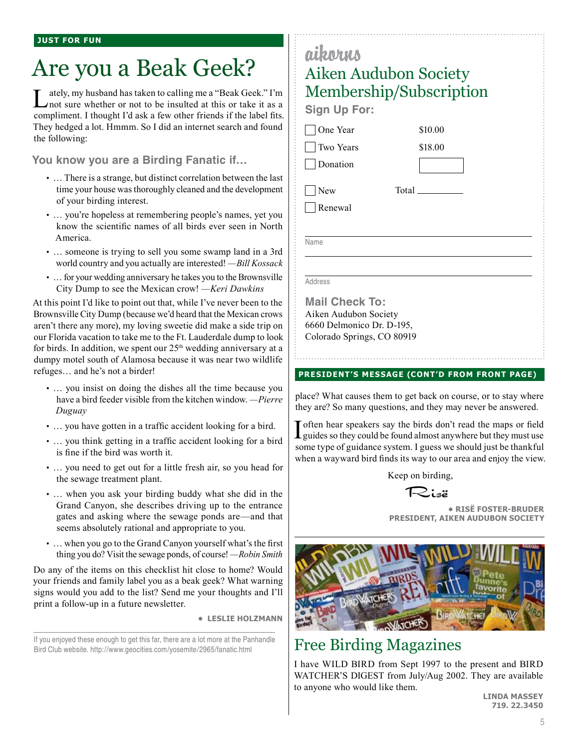JUST FOR FUN

# Are you a Beak Geek?

Lately, my husband has taken to calling me a "Beak Geek." I'm not sure whether or not to be insulted at this or take it as a compliment. I thought I'd ask a few other friends if the label fits. They hedged a lot. Hmmm. So I did an internet search and found the following:

### You know you are a Birding Fanatic if…

- … There is a strange, but distinct correlation between the last time your house was thoroughly cleaned and the development of your birding interest.
- … you're hopeless at remembering people's names, yet you know the scientific names of all birds ever seen in North America.
- … someone is trying to sell you some swamp land in a 3rd world country and you actually are interested! *—Bill Kossack*
- … for your wedding anniversary he takes you to the Brownsville City Dump to see the Mexican crow! *—Keri Dawkins*

At this point I'd like to point out that, while I've never been to the Brownsville City Dump (because we'd heard that the Mexican crows aren't there any more), my loving sweetie did make a side trip on our Florida vacation to take me to the Ft. Lauderdale dump to look for birds. In addition, we spent our 25th wedding anniversary at a dumpy motel south of Alamosa because it was near two wildlife refuges… and he's not a birder!

- … you insist on doing the dishes all the time because you have a bird feeder visible from the kitchen window. *—Pierre Duguay*
- … you have gotten in a traffic accident looking for a bird.
- … you think getting in a traffic accident looking for a bird is fine if the bird was worth it.
- … you need to get out for a little fresh air, so you head for the sewage treatment plant.
- … when you ask your birding buddy what she did in the Grand Canyon, she describes driving up to the entrance gates and asking where the sewage ponds are—and that seems absolutely rational and appropriate to you.
- … when you go to the Grand Canyon yourself what's the first thing you do? Visit the sewage ponds, of course! *—Robin Smith*

Do any of the items on this checklist hit close to home? Would your friends and family label you as a beak geek? What warning signs would you add to the list? Send me your thoughts and I'll print a follow-up in a future newsletter.

**• LESLIE HOLZMANN**

If you enjoyed these enough to get this far, there are a lot more at the Panhandle Bird Club website. http://www.geocities.com/yosemite/2965/fanatic.html

---

aikorns

## Aiken Audubon Society Membership/Subscription

**Sign Up For:**

- ☐ One Year — $10.00
- ☐ Two Years — $18.00
- ☐ Donation — ______

- ☐ New — Total ________
- ☐ Renewal

Name ______________________

Address ______________________

**Mail Check To:**
Aiken Audubon Society
6660 Delmonico Dr. D-195,
Colorado Springs, CO 80919

---

PRESIDENT'S MESSAGE (CONT'D FROM FRONT PAGE)

place? What causes them to get back on course, or to stay where they are? So many questions, and they may never be answered.

I often hear speakers say the birds don't read the maps or field guides so they could be found almost anywhere but they must use some type of guidance system. I guess we should just be thankful when a wayward bird finds its way to our area and enjoy the view.

Keep on birding,

Risë

**• RISË FOSTER-BRUDER**
**PRESIDENT, AIKEN AUDUBON SOCIETY**

---

## Free Birding Magazines

I have WILD BIRD from Sept 1997 to the present and BIRD WATCHER'S DIGEST from July/Aug 2002. They are available to anyone who would like them.

**LINDA MASSEY**
**719. 22.3450**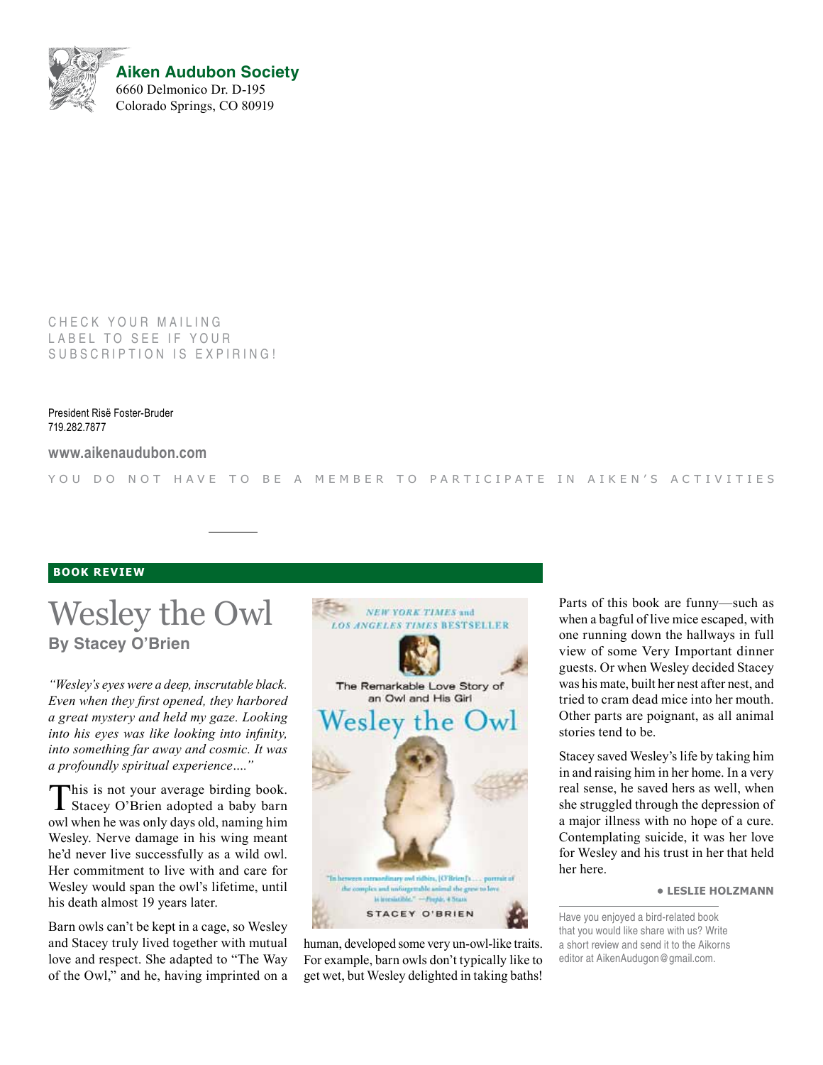**Aiken Audubon Society**
6660 Delmonico Dr. D-195
Colorado Springs, CO 80919

CHECK YOUR MAILING LABEL TO SEE IF YOUR SUBSCRIPTION IS EXPIRING!

President Risë Foster-Bruder
719.282.7877

**www.aikenaudubon.com**

YOU DO NOT HAVE TO BE A MEMBER TO PARTICIPATE IN AIKEN'S ACTIVITIES

**BOOK REVIEW**

# Wesley the Owl

## By Stacey O'Brien

*"Wesley's eyes were a deep, inscrutable black. Even when they first opened, they harbored a great mystery and held my gaze. Looking into his eyes was like looking into infinity, into something far away and cosmic. It was a profoundly spiritual experience…."*

This is not your average birding book. Stacey O'Brien adopted a baby barn owl when he was only days old, naming him Wesley. Nerve damage in his wing meant he'd never live successfully as a wild owl. Her commitment to live with and care for Wesley would span the owl's lifetime, until his death almost 19 years later.

Barn owls can't be kept in a cage, so Wesley and Stacey truly lived together with mutual love and respect. She adapted to "The Way of the Owl," and he, having imprinted on a human, developed some very un-owl-like traits. For example, barn owls don't typically like to get wet, but Wesley delighted in taking baths!

Parts of this book are funny—such as when a bagful of live mice escaped, with one running down the hallways in full view of some Very Important dinner guests. Or when Wesley decided Stacey was his mate, built her nest after nest, and tried to cram dead mice into her mouth. Other parts are poignant, as all animal stories tend to be.

Stacey saved Wesley's life by taking him in and raising him in her home. In a very real sense, he saved hers as well, when she struggled through the depression of a major illness with no hope of a cure. Contemplating suicide, it was her love for Wesley and his trust in her that held her here.

• LESLIE HOLZMANN

Have you enjoyed a bird-related book that you would like share with us? Write a short review and send it to the Aikorns editor at AikenAudugon@gmail.com.